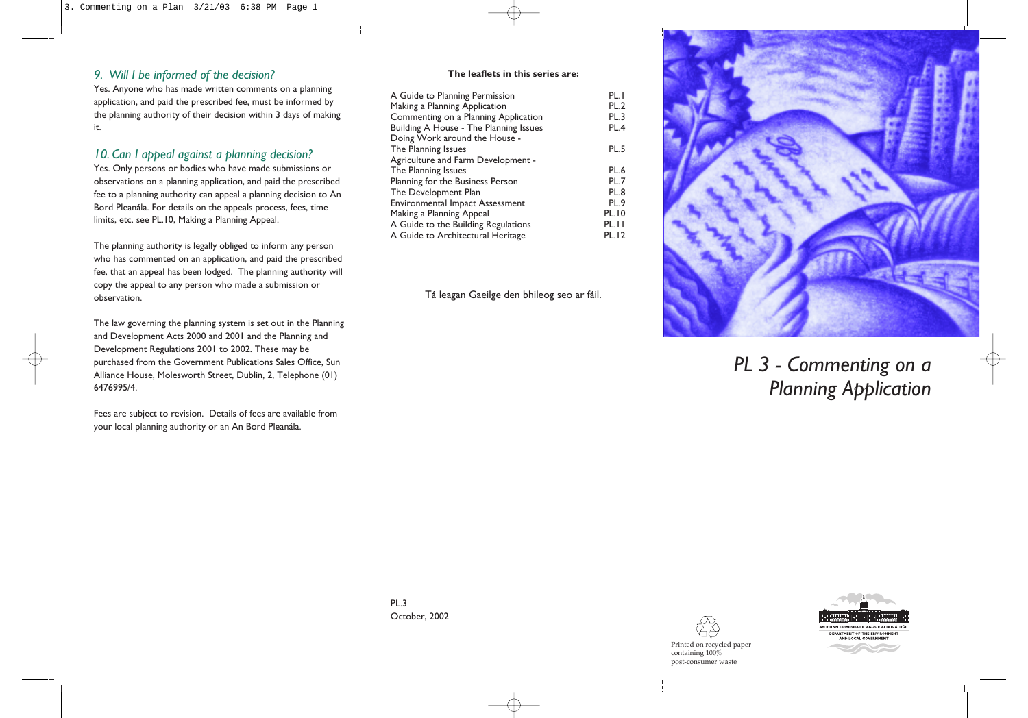### *9. Will I be informed of the decision?*

Yes. Anyone who has made written comments on a planning application, and paid the prescribed fee, must be informed by the planning authority of their decision within 3 days of making it.

### *10. Can I appeal against a planning decision?*

Yes. Only persons or bodies who have made submissions or observations on a planning application, and paid the prescribed fee to a planning authority can appeal a planning decision to An Bord Pleanála. For details on the appeals process, fees, time limits, etc. see PL.10, Making a Planning Appeal.

The planning authority is legally obliged to inform any person who has commented on an application, and paid the prescribed fee, that an appeal has been lodged. The planning authority will copy the appeal to any person who made a submission or observation.

The law governing the planning system is set out in the Planning and Development Acts 2000 and 2001 and the Planning and Development Regulations 2001 to 2002. These may be purchased from the Government Publications Sales Office, Sun Alliance House, Molesworth Street, Dublin, 2, Telephone (01) 6476995/4.

Fees are subject to revision. Details of fees are available from your local planning authority or an An Bord Pleanála.

**The leaflets in this series are:**

| | |
|---|---|
| A Guide to Planning Permission | PL.1 |
| Making a Planning Application | PL.2 |
| Commenting on a Planning Application | PL.3 |
| Building A House - The Planning Issues | PL.4 |
| Doing Work around the House - The Planning Issues | PL.5 |
| Agriculture and Farm Development - The Planning Issues | PL.6 |
| Planning for the Business Person | PL.7 |
| The Development Plan | PL.8 |
| Environmental Impact Assessment | PL.9 |
| Making a Planning Appeal | PL.10 |
| A Guide to the Building Regulations | PL.11 |
| A Guide to Architectural Heritage | PL.12 |

Tá leagan Gaeilge den bhileog seo ar fáil.

PL.3
October, 2002

# *PL 3 - Commenting on a Planning Application*

Printed on recycled paper containing 100% post-consumer waste

AN ROINN COMHSHAOIL AGUS RIALTAIS ÁITIÚIL
DEPARTMENT OF THE ENVIRONMENT AND LOCAL GOVERNMENT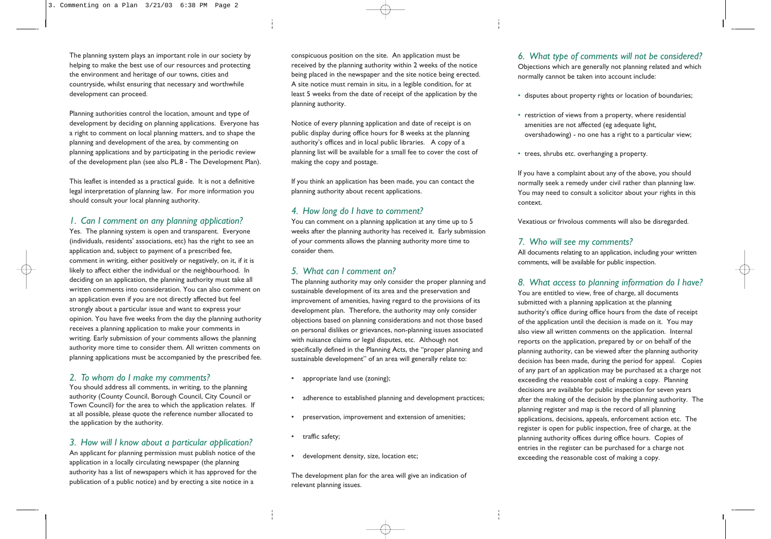The planning system plays an important role in our society by helping to make the best use of our resources and protecting the environment and heritage of our towns, cities and countryside, whilst ensuring that necessary and worthwhile development can proceed.

Planning authorities control the location, amount and type of development by deciding on planning applications. Everyone has a right to comment on local planning matters, and to shape the planning and development of the area, by commenting on planning applications and by participating in the periodic review of the development plan (see also PL.8 - The Development Plan).

This leaflet is intended as a practical guide. It is not a definitive legal interpretation of planning law. For more information you should consult your local planning authority.

## *1. Can I comment on any planning application?*

Yes. The planning system is open and transparent. Everyone (individuals, residents' associations, etc) has the right to see an application and, subject to payment of a prescribed fee, comment in writing, either positively or negatively, on it, if it is likely to affect either the individual or the neighbourhood. In deciding on an application, the planning authority must take all written comments into consideration. You can also comment on an application even if you are not directly affected but feel strongly about a particular issue and want to express your opinion. You have five weeks from the day the planning authority receives a planning application to make your comments in writing. Early submission of your comments allows the planning authority more time to consider them. All written comments on planning applications must be accompanied by the prescribed fee.

## *2. To whom do I make my comments?*

You should address all comments, in writing, to the planning authority (County Council, Borough Council, City Council or Town Council) for the area to which the application relates. If at all possible, please quote the reference number allocated to the application by the authority.

## *3. How will I know about a particular application?*

An applicant for planning permission must publish notice of the application in a locally circulating newspaper (the planning authority has a list of newspapers which it has approved for the publication of a public notice) and by erecting a site notice in a conspicuous position on the site. An application must be received by the planning authority within 2 weeks of the notice being placed in the newspaper and the site notice being erected. A site notice must remain in situ, in a legible condition, for at least 5 weeks from the date of receipt of the application by the planning authority.

Notice of every planning application and date of receipt is on public display during office hours for 8 weeks at the planning authority's offices and in local public libraries. A copy of a planning list will be available for a small fee to cover the cost of making the copy and postage.

If you think an application has been made, you can contact the planning authority about recent applications.

## *4. How long do I have to comment?*

You can comment on a planning application at any time up to 5 weeks after the planning authority has received it. Early submission of your comments allows the planning authority more time to consider them.

## *5. What can I comment on?*

The planning authority may only consider the proper planning and sustainable development of its area and the preservation and improvement of amenities, having regard to the provisions of its development plan. Therefore, the authority may only consider objections based on planning considerations and not those based on personal dislikes or grievances, non-planning issues associated with nuisance claims or legal disputes, etc. Although not specifically defined in the Planning Acts, the "proper planning and sustainable development" of an area will generally relate to:

- appropriate land use (zoning);
- adherence to established planning and development practices;
- preservation, improvement and extension of amenities;
- traffic safety;
- development density, size, location etc;

The development plan for the area will give an indication of relevant planning issues.

## *6. What type of comments will not be considered?*

Objections which are generally not planning related and which normally cannot be taken into account include:

- disputes about property rights or location of boundaries;
- restriction of views from a property, where residential amenities are not affected (eg adequate light, overshadowing) - no one has a right to a particular view;
- trees, shrubs etc. overhanging a property.

If you have a complaint about any of the above, you should normally seek a remedy under civil rather than planning law. You may need to consult a solicitor about your rights in this context.

Vexatious or frivolous comments will also be disregarded.

## *7. Who will see my comments?*

All documents relating to an application, including your written comments, will be available for public inspection.

## *8. What access to planning information do I have?*

You are entitled to view, free of charge, all documents submitted with a planning application at the planning authority's office during office hours from the date of receipt of the application until the decision is made on it. You may also view all written comments on the application. Internal reports on the application, prepared by or on behalf of the planning authority, can be viewed after the planning authority decision has been made, during the period for appeal. Copies of any part of an application may be purchased at a charge not exceeding the reasonable cost of making a copy. Planning decisions are available for public inspection for seven years after the making of the decision by the planning authority. The planning register and map is the record of all planning applications, decisions, appeals, enforcement action etc. The register is open for public inspection, free of charge, at the planning authority offices during office hours. Copies of entries in the register can be purchased for a charge not exceeding the reasonable cost of making a copy.